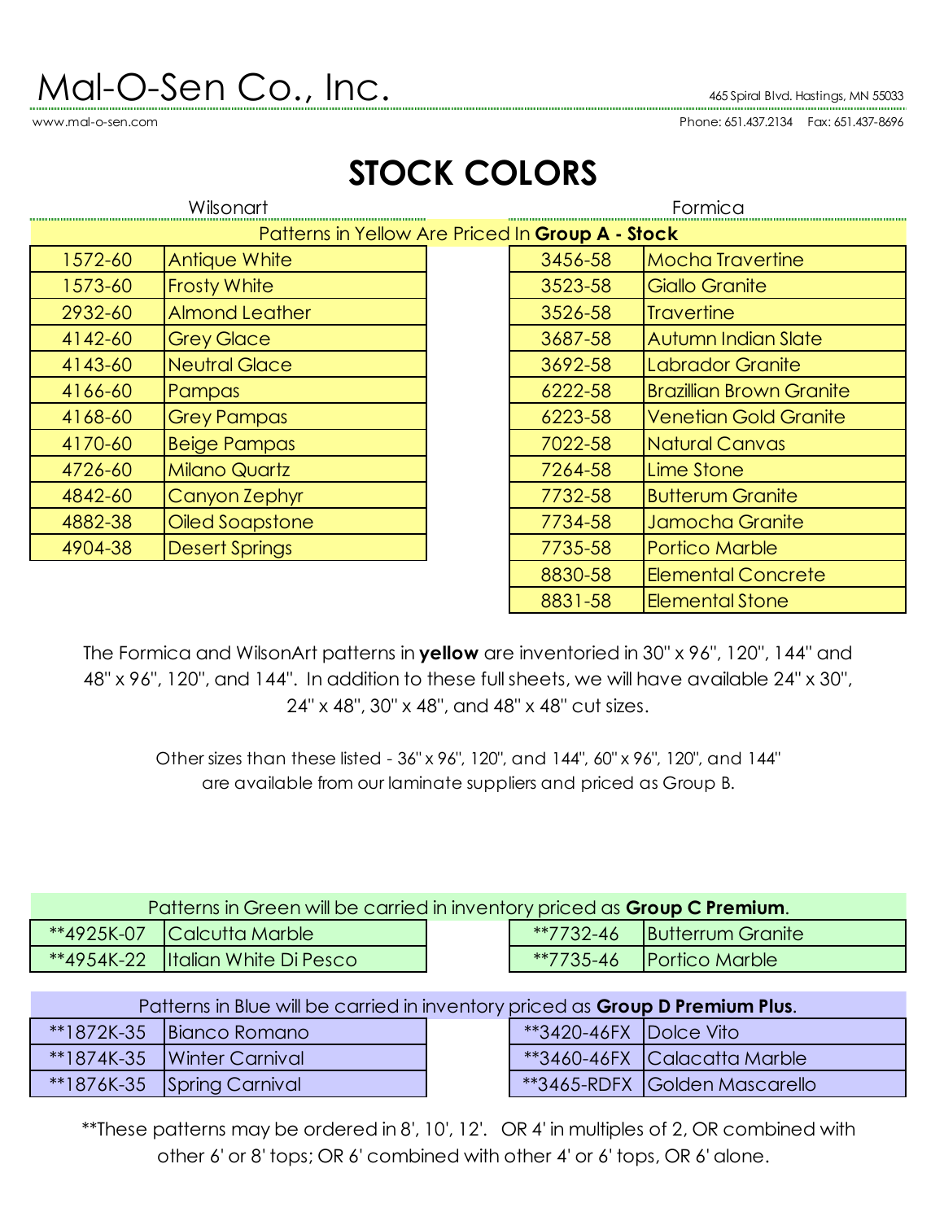# Mal-O-Sen Co., Inc.

465 Spiral Blvd. Hastings, MN 55033

www.mal-o-sen.com

Phone: 651.437.2134 Fax: 651.437-8696

## STOCK COLORS

Patterns in Yellow Are Priced In **Group A - Stock**

| Wilsonart | | Formica | |
|---|---|---|---|
| 1572-60 | Antique White | 3456-58 | Mocha Travertine |
| 1573-60 | Frosty White | 3523-58 | Giallo Granite |
| 2932-60 | Almond Leather | 3526-58 | Travertine |
| 4142-60 | Grey Glace | 3687-58 | Autumn Indian Slate |
| 4143-60 | Neutral Glace | 3692-58 | Labrador Granite |
| 4166-60 | Pampas | 6222-58 | Brazillian Brown Granite |
| 4168-60 | Grey Pampas | 6223-58 | Venetian Gold Granite |
| 4170-60 | Beige Pampas | 7022-58 | Natural Canvas |
| 4726-60 | Milano Quartz | 7264-58 | Lime Stone |
| 4842-60 | Canyon Zephyr | 7732-58 | Butterum Granite |
| 4882-38 | Oiled Soapstone | 7734-58 | Jamocha Granite |
| 4904-38 | Desert Springs | 7735-58 | Portico Marble |
| | | 8830-58 | Elemental Concrete |
| | | 8831-58 | Elemental Stone |

The Formica and WilsonArt patterns in **yellow** are inventoried in 30" x 96", 120", 144" and 48" x 96", 120", and 144". In addition to these full sheets, we will have available 24" x 30", 24" x 48", 30" x 48", and 48" x 48" cut sizes.

Other sizes than these listed - 36" x 96", 120", and 144", 60" x 96", 120", and 144" are available from our laminate suppliers and priced as Group B.

Patterns in Green will be carried in inventory priced as **Group C Premium**.

| | | | |
|---|---|---|---|
| **4925K-07 | Calcutta Marble | **7732-46 | Butterrum Granite |
| **4954K-22 | Italian White Di Pesco | **7735-46 | Portico Marble |

Patterns in Blue will be carried in inventory priced as **Group D Premium Plus**.

| | | | |
|---|---|---|---|
| **1872K-35 | Bianco Romano | **3420-46FX | Dolce Vito |
| **1874K-35 | Winter Carnival | **3460-46FX | Calacatta Marble |
| **1876K-35 | Spring Carnival | **3465-RDFX | Golden Mascarello |

**These patterns may be ordered in 8', 10', 12'. OR 4' in multiples of 2, OR combined with other 6' or 8' tops; OR 6' combined with other 4' or 6' tops, OR 6' alone.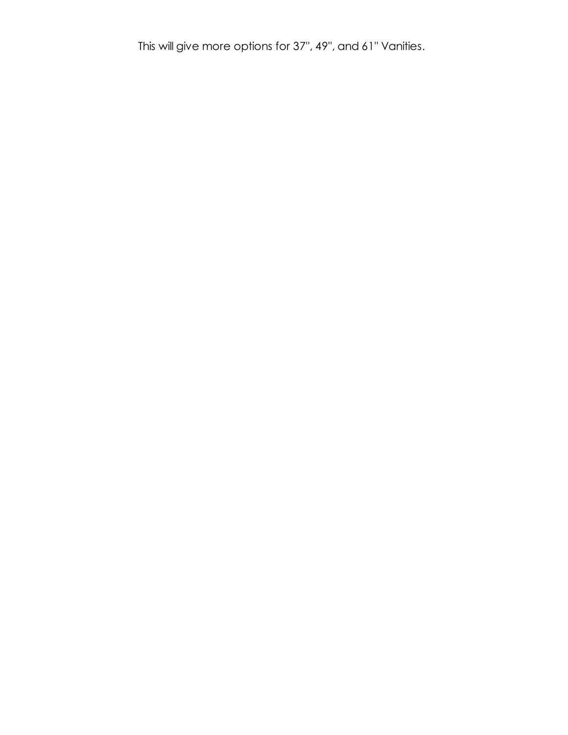This will give more options for 37", 49", and 61" Vanities.